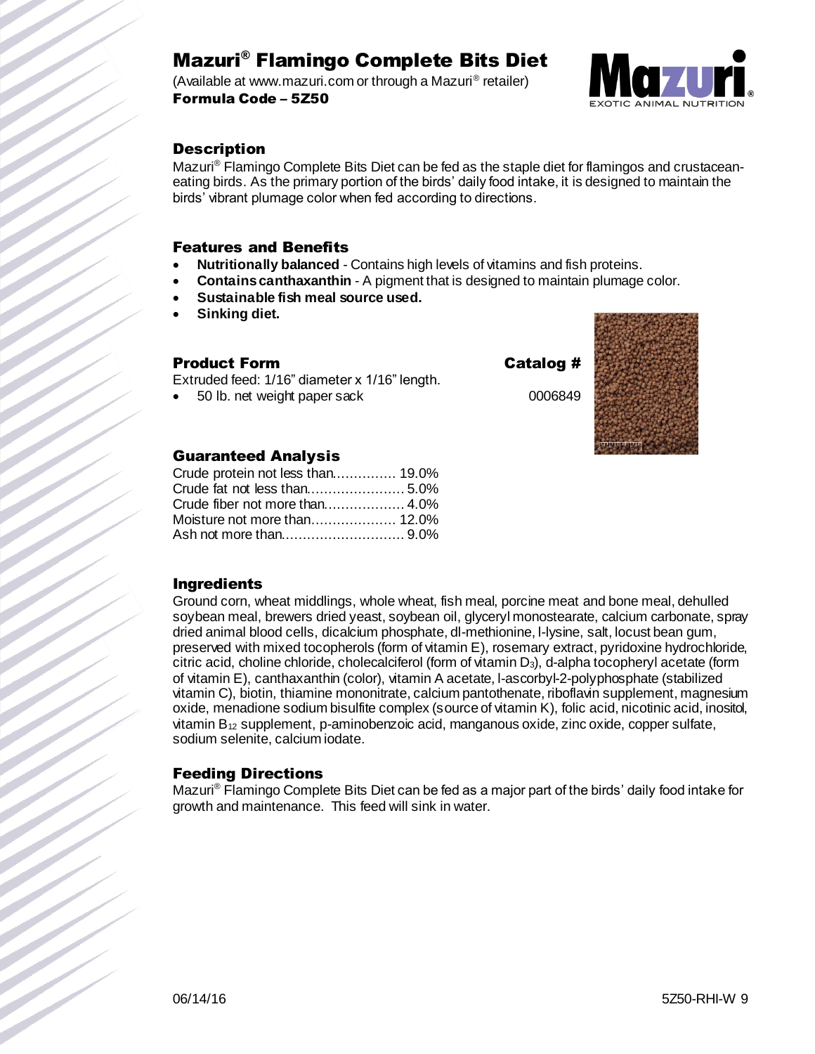# Mazuri® Flamingo Complete Bits Diet

(Available at www.mazuri.com or through a Mazuri® retailer)

**Formula Code – 5Z50**

## Description

Mazuri® Flamingo Complete Bits Diet can be fed as the staple diet for flamingos and crustacean-eating birds. As the primary portion of the birds' daily food intake, it is designed to maintain the birds' vibrant plumage color when fed according to directions.

## Features and Benefits

- **Nutritionally balanced** - Contains high levels of vitamins and fish proteins.
- **Contains canthaxanthin** - A pigment that is designed to maintain plumage color.
- **Sustainable fish meal source used.**
- **Sinking diet.**

## Product Form

Extruded feed: 1/16" diameter x 1/16" length.

| Product Form | Catalog # |
|---|---|
| 50 lb. net weight paper sack | 0006849 |

## Guaranteed Analysis

| | |
|---|---|
| Crude protein not less than | 19.0% |
| Crude fat not less than | 5.0% |
| Crude fiber not more than | 4.0% |
| Moisture not more than | 12.0% |
| Ash not more than | 9.0% |

## Ingredients

Ground corn, wheat middlings, whole wheat, fish meal, porcine meat and bone meal, dehulled soybean meal, brewers dried yeast, soybean oil, glyceryl monostearate, calcium carbonate, spray dried animal blood cells, dicalcium phosphate, dl-methionine, l-lysine, salt, locust bean gum, preserved with mixed tocopherols (form of vitamin E), rosemary extract, pyridoxine hydrochloride, citric acid, choline chloride, cholecalciferol (form of vitamin $D_3$), d-alpha tocopheryl acetate (form of vitamin E), canthaxanthin (color), vitamin A acetate, l-ascorbyl-2-polyphosphate (stabilized vitamin C), biotin, thiamine mononitrate, calcium pantothenate, riboflavin supplement, magnesium oxide, menadione sodium bisulfite complex (source of vitamin K), folic acid, nicotinic acid, inositol, vitamin $B_{12}$ supplement, p-aminobenzoic acid, manganous oxide, zinc oxide, copper sulfate, sodium selenite, calcium iodate.

## Feeding Directions

Mazuri® Flamingo Complete Bits Diet can be fed as a major part of the birds' daily food intake for growth and maintenance. This feed will sink in water.

06/14/16 5Z50-RHI-W 9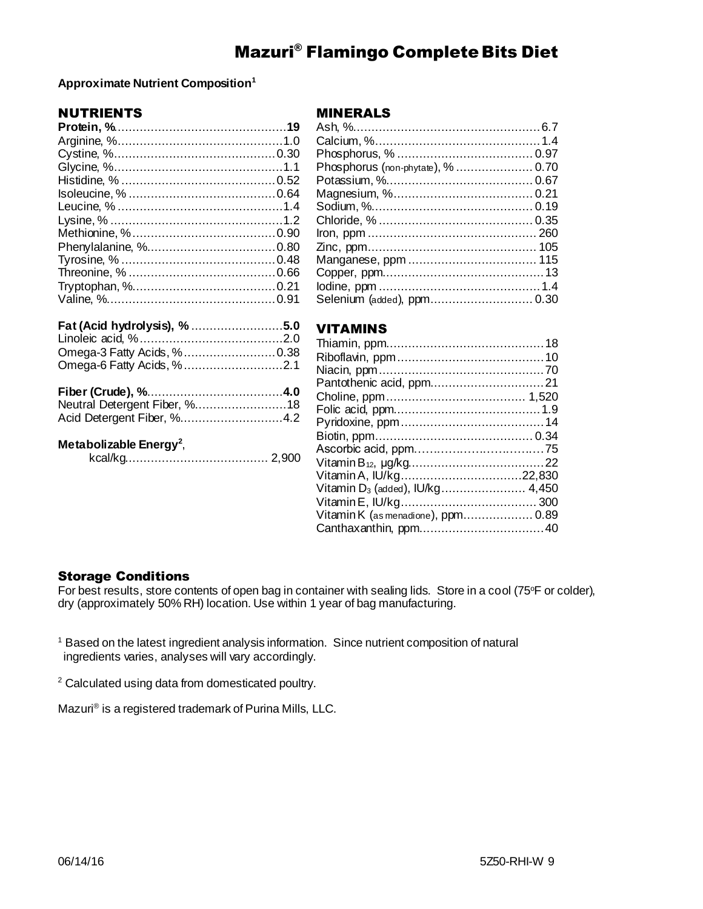# Mazuri® Flamingo Complete Bits Diet

**Approximate Nutrient Composition**[1]

## NUTRIENTS

| | |
|---|---|
| **Protein, %** | **19** |
| Arginine, % | 1.0 |
| Cystine, % | 0.30 |
| Glycine, % | 1.1 |
| Histidine, % | 0.52 |
| Isoleucine, % | 0.64 |
| Leucine, % | 1.4 |
| Lysine, % | 1.2 |
| Methionine, % | 0.90 |
| Phenylalanine, % | 0.80 |
| Tyrosine, % | 0.48 |
| Threonine, % | 0.66 |
| Tryptophan, % | 0.21 |
| Valine, % | 0.91 |
| **Fat (Acid hydrolysis), %** | **5.0** |
| Linoleic acid, % | 2.0 |
| Omega-3 Fatty Acids, % | 0.38 |
| Omega-6 Fatty Acids, % | 2.1 |
| **Fiber (Crude), %** | **4.0** |
| Neutral Detergent Fiber, % | 18 |
| Acid Detergent Fiber, % | 4.2 |
| **Metabolizable Energy**[2], kcal/kg | 2,900 |

## MINERALS

| | |
|---|---|
| Ash, % | 6.7 |
| Calcium, % | 1.4 |
| Phosphorus, % | 0.97 |
| Phosphorus (non-phytate), % | 0.70 |
| Potassium, % | 0.67 |
| Magnesium, % | 0.21 |
| Sodium, % | 0.19 |
| Chloride, % | 0.35 |
| Iron, ppm | 260 |
| Zinc, ppm | 105 |
| Manganese, ppm | 115 |
| Copper, ppm | 13 |
| Iodine, ppm | 1.4 |
| Selenium (added), ppm | 0.30 |

## VITAMINS

| | |
|---|---|
| Thiamin, ppm | 18 |
| Riboflavin, ppm | 10 |
| Niacin, ppm | 70 |
| Pantothenic acid, ppm | 21 |
| Choline, ppm | 1,520 |
| Folic acid, ppm | 1.9 |
| Pyridoxine, ppm | 14 |
| Biotin, ppm | 0.34 |
| Ascorbic acid, ppm | 75 |
| Vitamin $B_{12}$, µg/kg | 22 |
| Vitamin A, IU/kg | 22,830 |
| Vitamin $D_3$ (added), IU/kg | 4,450 |
| Vitamin E, IU/kg | 300 |
| Vitamin K (as menadione), ppm | 0.89 |
| Canthaxanthin, ppm | 40 |

## Storage Conditions

For best results, store contents of open bag in container with sealing lids. Store in a cool (75°F or colder), dry (approximately 50% RH) location. Use within 1 year of bag manufacturing.

[1] Based on the latest ingredient analysis information. Since nutrient composition of natural ingredients varies, analyses will vary accordingly.

[2] Calculated using data from domesticated poultry.

Mazuri® is a registered trademark of Purina Mills, LLC.

06/14/16 5Z50-RHI-W 9